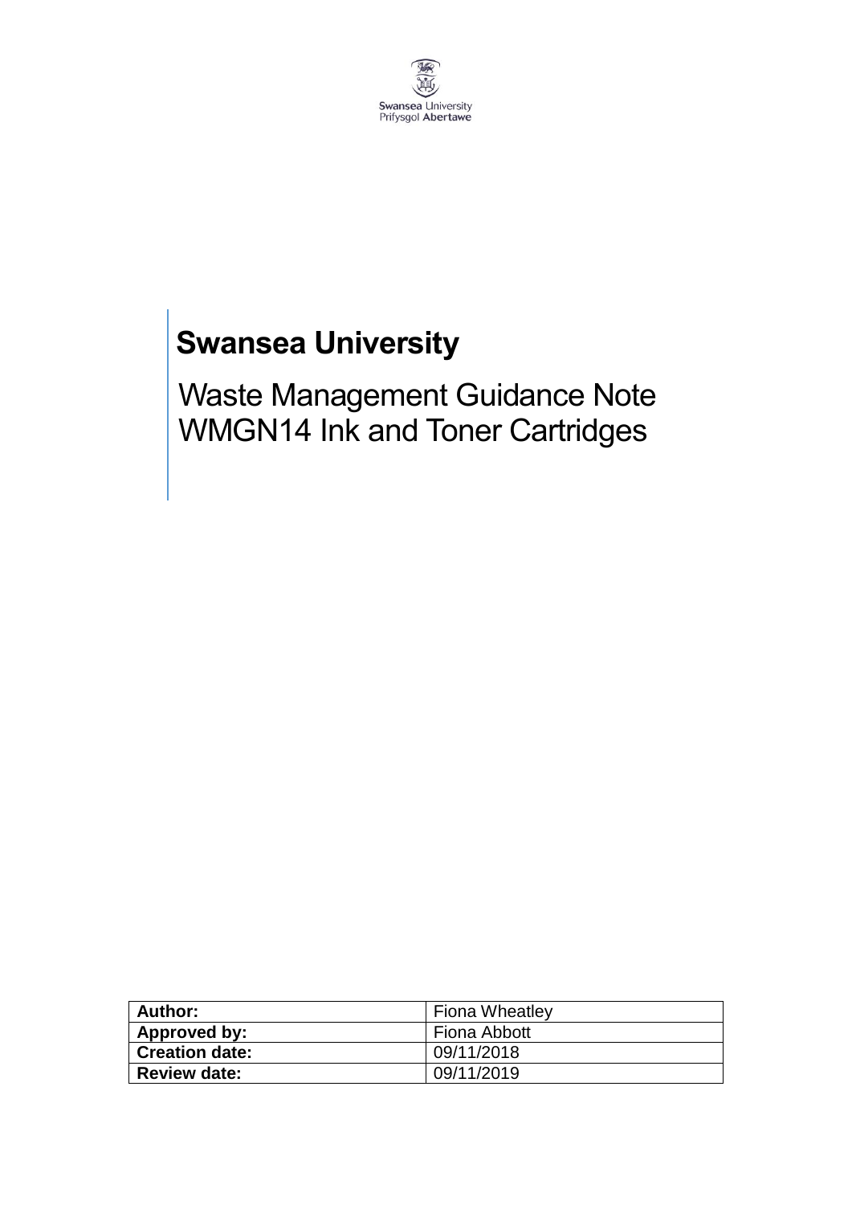Swansea University
Prifysgol Abertawe

# Swansea University

## Waste Management Guidance Note WMGN14 Ink and Toner Cartridges

| **Author:** | Fiona Wheatley |
|---|---|
| **Approved by:** | Fiona Abbott |
| **Creation date:** | 09/11/2018 |
| **Review date:** | 09/11/2019 |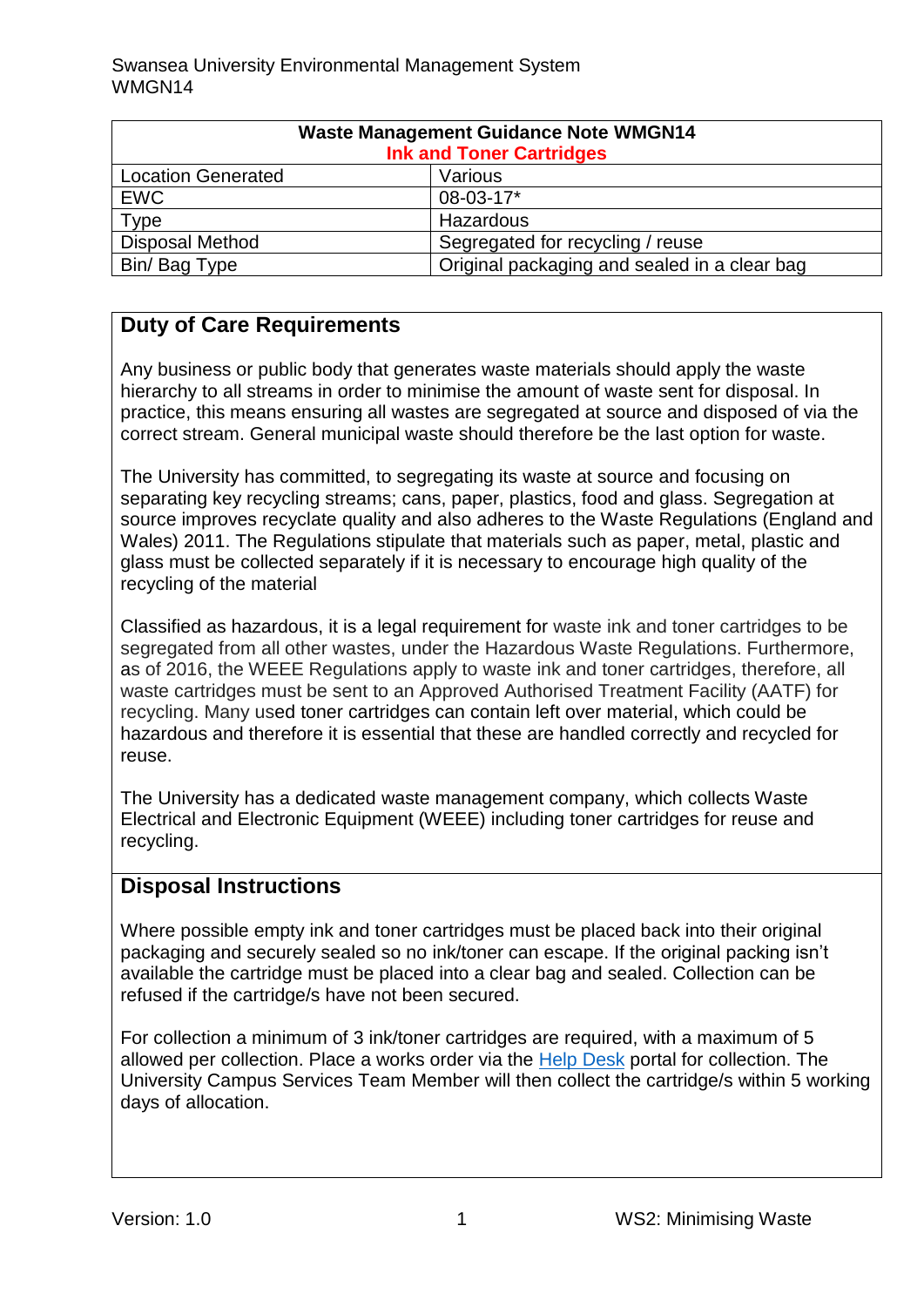| Waste Management Guidance Note WMGN14<br>Ink and Toner Cartridges | |
|---|---|
| Location Generated | Various |
| EWC | 08-03-17* |
| Type | Hazardous |
| Disposal Method | Segregated for recycling / reuse |
| Bin/ Bag Type | Original packaging and sealed in a clear bag |

## Duty of Care Requirements

Any business or public body that generates waste materials should apply the waste hierarchy to all streams in order to minimise the amount of waste sent for disposal. In practice, this means ensuring all wastes are segregated at source and disposed of via the correct stream. General municipal waste should therefore be the last option for waste.

The University has committed, to segregating its waste at source and focusing on separating key recycling streams; cans, paper, plastics, food and glass. Segregation at source improves recyclate quality and also adheres to the Waste Regulations (England and Wales) 2011. The Regulations stipulate that materials such as paper, metal, plastic and glass must be collected separately if it is necessary to encourage high quality of the recycling of the material

Classified as hazardous, it is a legal requirement for waste ink and toner cartridges to be segregated from all other wastes, under the Hazardous Waste Regulations. Furthermore, as of 2016, the WEEE Regulations apply to waste ink and toner cartridges, therefore, all waste cartridges must be sent to an Approved Authorised Treatment Facility (AATF) for recycling. Many used toner cartridges can contain left over material, which could be hazardous and therefore it is essential that these are handled correctly and recycled for reuse.

The University has a dedicated waste management company, which collects Waste Electrical and Electronic Equipment (WEEE) including toner cartridges for reuse and recycling.

## Disposal Instructions

Where possible empty ink and toner cartridges must be placed back into their original packaging and securely sealed so no ink/toner can escape. If the original packing isn't available the cartridge must be placed into a clear bag and sealed. Collection can be refused if the cartridge/s have not been secured.

For collection a minimum of 3 ink/toner cartridges are required, with a maximum of 5 allowed per collection. Place a works order via the Help Desk portal for collection. The University Campus Services Team Member will then collect the cartridge/s within 5 working days of allocation.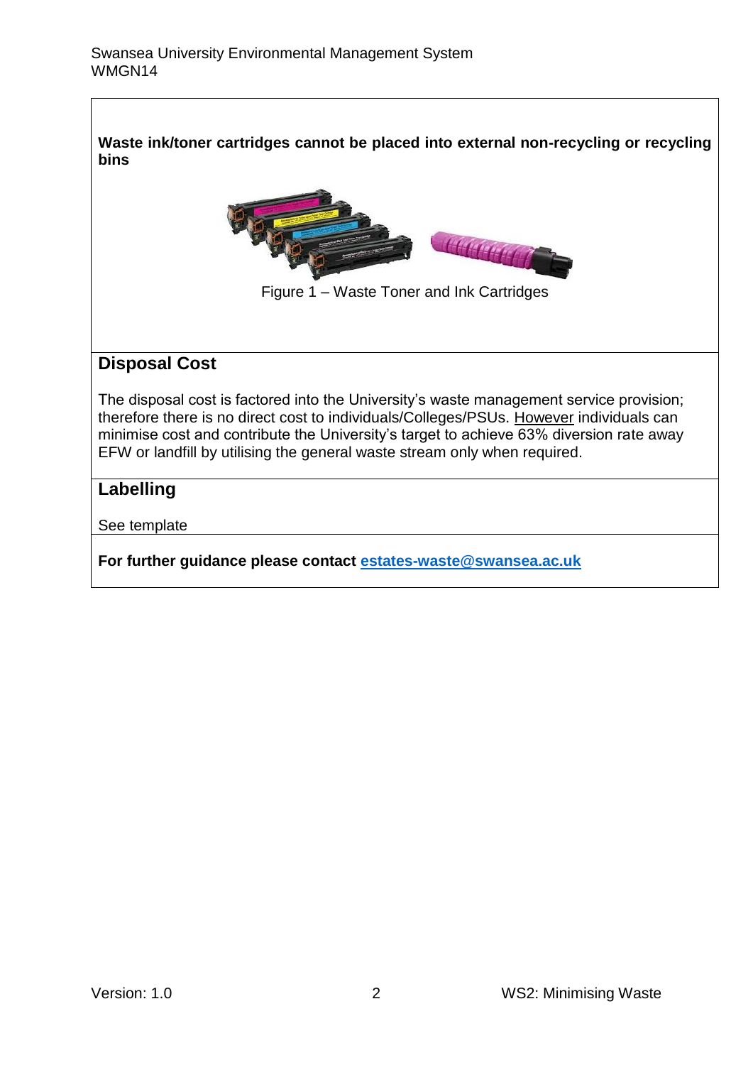**Waste ink/toner cartridges cannot be placed into external non-recycling or recycling bins**

Figure 1 – Waste Toner and Ink Cartridges

## Disposal Cost

The disposal cost is factored into the University's waste management service provision; therefore there is no direct cost to individuals/Colleges/PSUs. However individuals can minimise cost and contribute the University's target to achieve 63% diversion rate away EFW or landfill by utilising the general waste stream only when required.

## Labelling

See template

**For further guidance please contact [estates-waste@swansea.ac.uk](mailto:estates-waste@swansea.ac.uk)**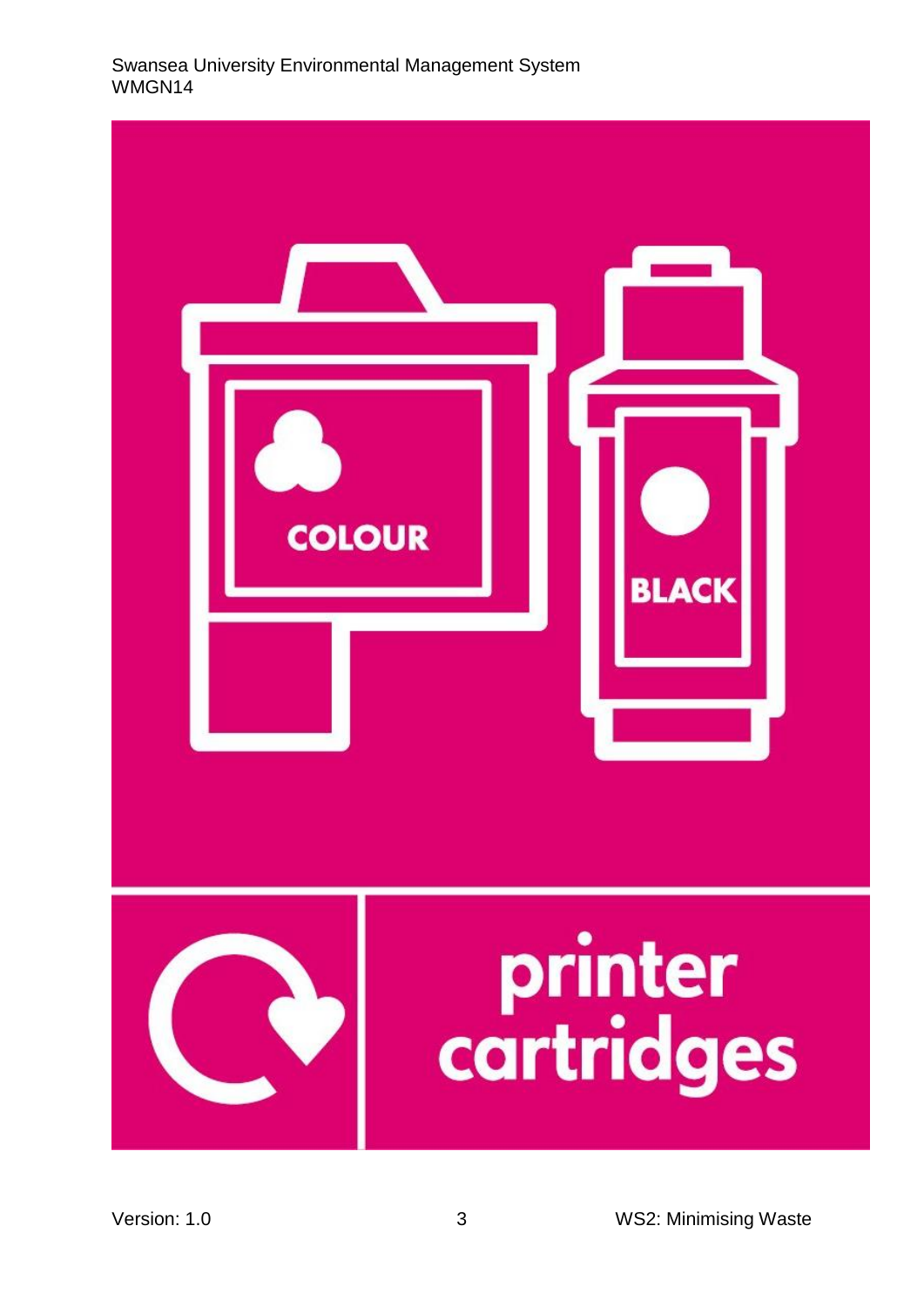COLOUR

BLACK

printer cartridges